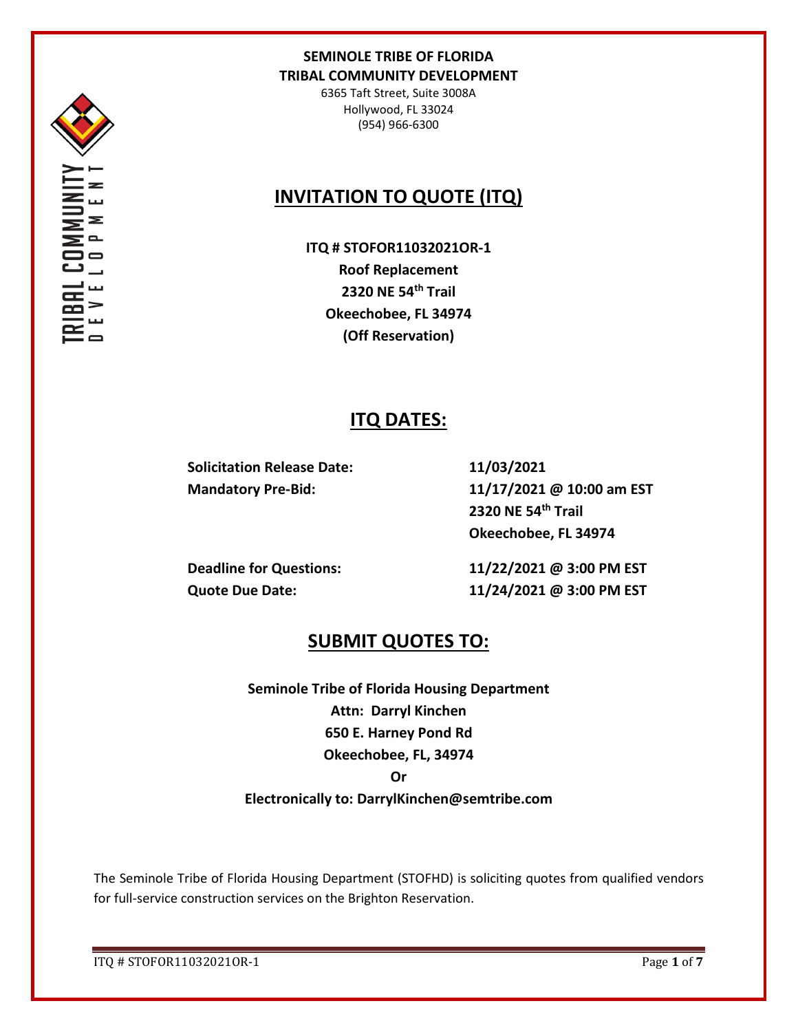**SEMINOLE TRIBE OF FLORIDA**
**TRIBAL COMMUNITY DEVELOPMENT**
6365 Taft Street, Suite 3008A
Hollywood, FL 33024
(954) 966-6300

# INVITATION TO QUOTE (ITQ)

**ITQ # STOFOR11032021OR-1**
**Roof Replacement**
**2320 NE 54th Trail**
**Okeechobee, FL 34974**
**(Off Reservation)**

## ITQ DATES:

| | |
|---|---|
| **Solicitation Release Date:** | **11/03/2021** |
| **Mandatory Pre-Bid:** | **11/17/2021 @ 10:00 am EST**<br>**2320 NE 54th Trail**<br>**Okeechobee, FL 34974** |
| **Deadline for Questions:** | **11/22/2021 @ 3:00 PM EST** |
| **Quote Due Date:** | **11/24/2021 @ 3:00 PM EST** |

## SUBMIT QUOTES TO:

**Seminole Tribe of Florida Housing Department**
**Attn: Darryl Kinchen**
**650 E. Harney Pond Rd**
**Okeechobee, FL, 34974**
**Or**
**Electronically to: DarrylKinchen@semtribe.com**

The Seminole Tribe of Florida Housing Department (STOFHD) is soliciting quotes from qualified vendors for full-service construction services on the Brighton Reservation.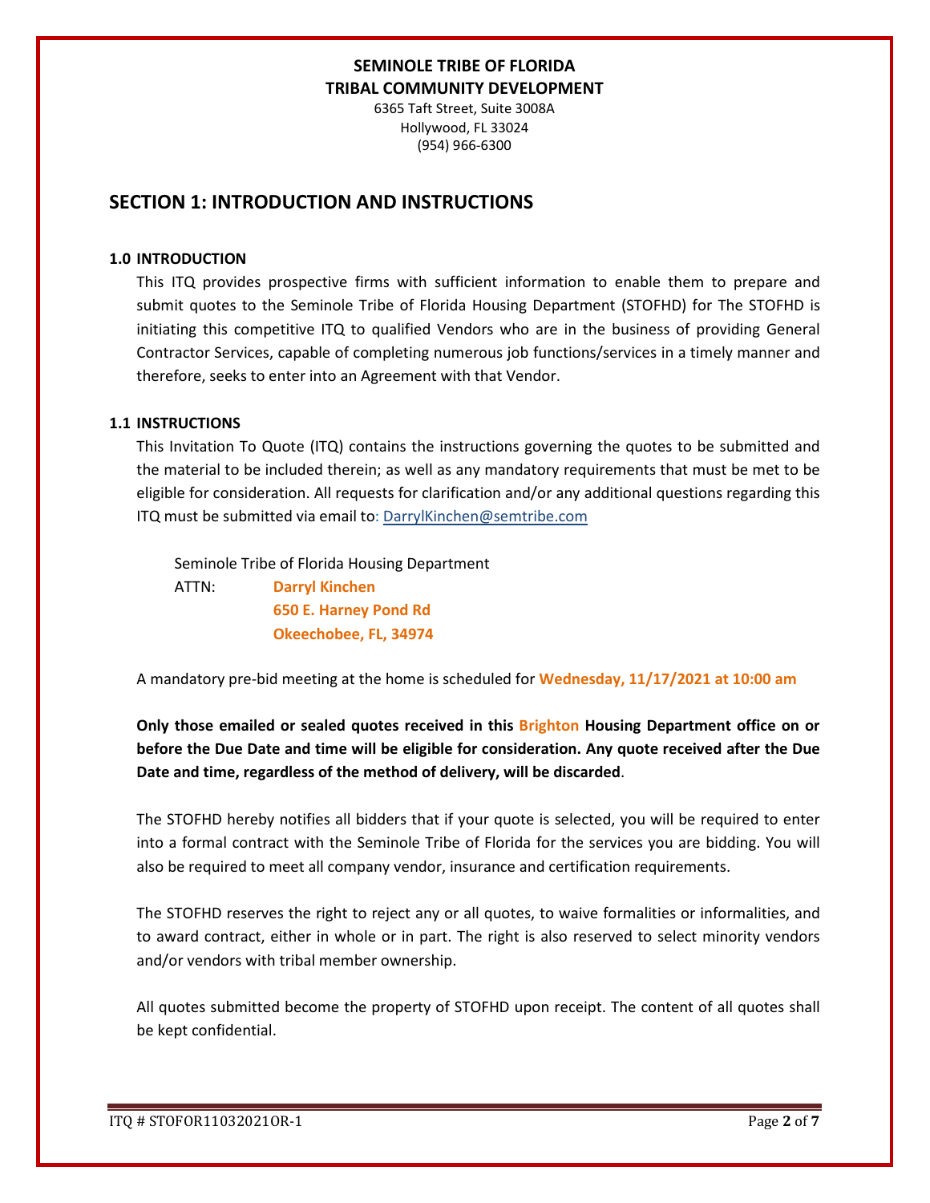**SEMINOLE TRIBE OF FLORIDA**
**TRIBAL COMMUNITY DEVELOPMENT**
6365 Taft Street, Suite 3008A
Hollywood, FL 33024
(954) 966-6300

## SECTION 1: INTRODUCTION AND INSTRUCTIONS

### 1.0 INTRODUCTION

This ITQ provides prospective firms with sufficient information to enable them to prepare and submit quotes to the Seminole Tribe of Florida Housing Department (STOFHD) for The STOFHD is initiating this competitive ITQ to qualified Vendors who are in the business of providing General Contractor Services, capable of completing numerous job functions/services in a timely manner and therefore, seeks to enter into an Agreement with that Vendor.

### 1.1 INSTRUCTIONS

This Invitation To Quote (ITQ) contains the instructions governing the quotes to be submitted and the material to be included therein; as well as any mandatory requirements that must be met to be eligible for consideration. All requests for clarification and/or any additional questions regarding this ITQ must be submitted via email to: DarrylKinchen@semtribe.com

Seminole Tribe of Florida Housing Department
ATTN: **Darryl Kinchen**
**650 E. Harney Pond Rd**
**Okeechobee, FL, 34974**

A mandatory pre-bid meeting at the home is scheduled for **Wednesday, 11/17/2021 at 10:00 am**

**Only those emailed or sealed quotes received in this Brighton Housing Department office on or before the Due Date and time will be eligible for consideration. Any quote received after the Due Date and time, regardless of the method of delivery, will be discarded**.

The STOFHD hereby notifies all bidders that if your quote is selected, you will be required to enter into a formal contract with the Seminole Tribe of Florida for the services you are bidding. You will also be required to meet all company vendor, insurance and certification requirements.

The STOFHD reserves the right to reject any or all quotes, to waive formalities or informalities, and to award contract, either in whole or in part. The right is also reserved to select minority vendors and/or vendors with tribal member ownership.

All quotes submitted become the property of STOFHD upon receipt. The content of all quotes shall be kept confidential.

ITQ # STOFOR11032021OR-1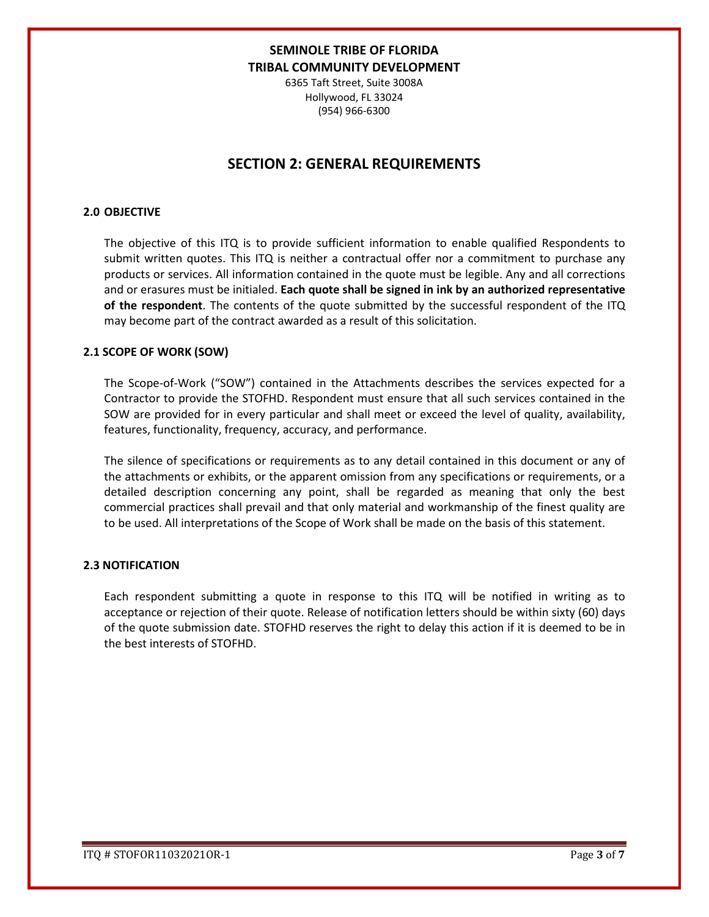**SEMINOLE TRIBE OF FLORIDA**
**TRIBAL COMMUNITY DEVELOPMENT**
6365 Taft Street, Suite 3008A
Hollywood, FL 33024
(954) 966-6300

# SECTION 2: GENERAL REQUIREMENTS

### 2.0 OBJECTIVE

The objective of this ITQ is to provide sufficient information to enable qualified Respondents to submit written quotes. This ITQ is neither a contractual offer nor a commitment to purchase any products or services. All information contained in the quote must be legible. Any and all corrections and or erasures must be initialed. **Each quote shall be signed in ink by an authorized representative of the respondent**. The contents of the quote submitted by the successful respondent of the ITQ may become part of the contract awarded as a result of this solicitation.

### 2.1 SCOPE OF WORK (SOW)

The Scope-of-Work ("SOW") contained in the Attachments describes the services expected for a Contractor to provide the STOFHD. Respondent must ensure that all such services contained in the SOW are provided for in every particular and shall meet or exceed the level of quality, availability, features, functionality, frequency, accuracy, and performance.

The silence of specifications or requirements as to any detail contained in this document or any of the attachments or exhibits, or the apparent omission from any specifications or requirements, or a detailed description concerning any point, shall be regarded as meaning that only the best commercial practices shall prevail and that only material and workmanship of the finest quality are to be used. All interpretations of the Scope of Work shall be made on the basis of this statement.

### 2.3 NOTIFICATION

Each respondent submitting a quote in response to this ITQ will be notified in writing as to acceptance or rejection of their quote. Release of notification letters should be within sixty (60) days of the quote submission date. STOFHD reserves the right to delay this action if it is deemed to be in the best interests of STOFHD.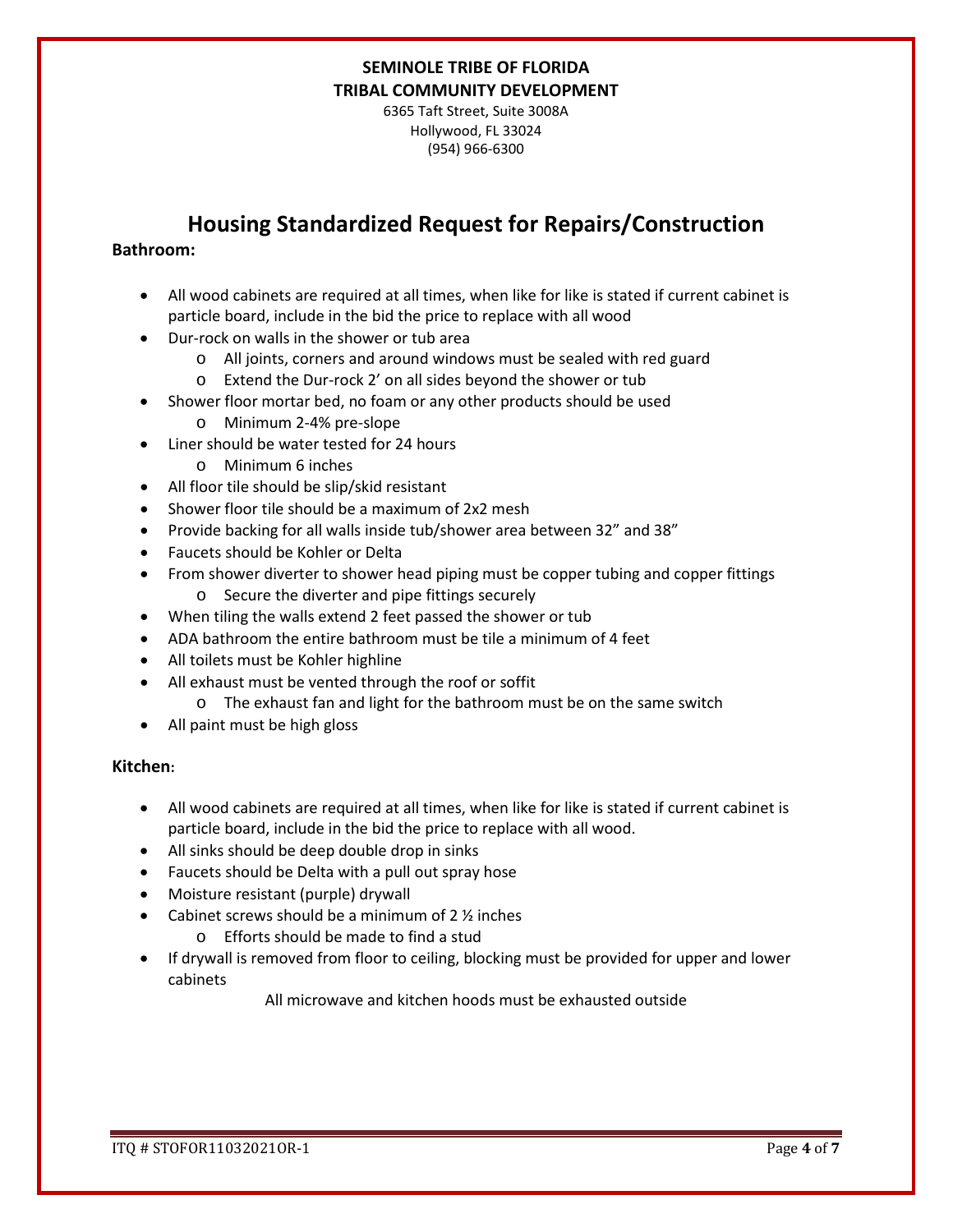**SEMINOLE TRIBE OF FLORIDA**
**TRIBAL COMMUNITY DEVELOPMENT**
6365 Taft Street, Suite 3008A
Hollywood, FL 33024
(954) 966-6300

# Housing Standardized Request for Repairs/Construction

**Bathroom:**

- All wood cabinets are required at all times, when like for like is stated if current cabinet is particle board, include in the bid the price to replace with all wood
- Dur-rock on walls in the shower or tub area
  - All joints, corners and around windows must be sealed with red guard
  - Extend the Dur-rock 2' on all sides beyond the shower or tub
- Shower floor mortar bed, no foam or any other products should be used
  - Minimum 2-4% pre-slope
- Liner should be water tested for 24 hours
  - Minimum 6 inches
- All floor tile should be slip/skid resistant
- Shower floor tile should be a maximum of 2x2 mesh
- Provide backing for all walls inside tub/shower area between 32" and 38"
- Faucets should be Kohler or Delta
- From shower diverter to shower head piping must be copper tubing and copper fittings
  - Secure the diverter and pipe fittings securely
- When tiling the walls extend 2 feet passed the shower or tub
- ADA bathroom the entire bathroom must be tile a minimum of 4 feet
- All toilets must be Kohler highline
- All exhaust must be vented through the roof or soffit
  - The exhaust fan and light for the bathroom must be on the same switch
- All paint must be high gloss

**Kitchen:**

- All wood cabinets are required at all times, when like for like is stated if current cabinet is particle board, include in the bid the price to replace with all wood.
- All sinks should be deep double drop in sinks
- Faucets should be Delta with a pull out spray hose
- Moisture resistant (purple) drywall
- Cabinet screws should be a minimum of 2 ½ inches
  - Efforts should be made to find a stud
- If drywall is removed from floor to ceiling, blocking must be provided for upper and lower cabinets

All microwave and kitchen hoods must be exhausted outside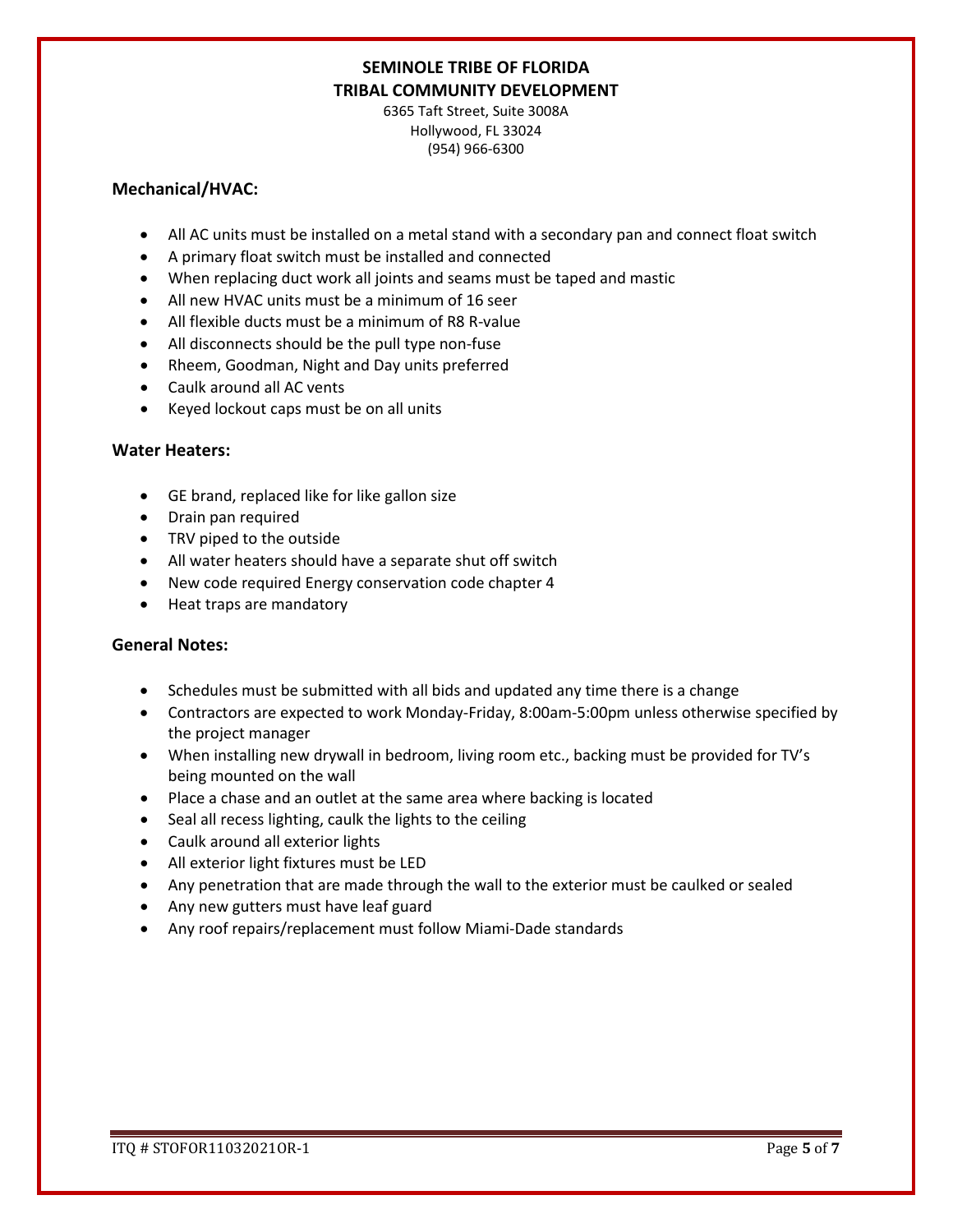**SEMINOLE TRIBE OF FLORIDA**
**TRIBAL COMMUNITY DEVELOPMENT**
6365 Taft Street, Suite 3008A
Hollywood, FL 33024
(954) 966-6300

### Mechanical/HVAC:

- All AC units must be installed on a metal stand with a secondary pan and connect float switch
- A primary float switch must be installed and connected
- When replacing duct work all joints and seams must be taped and mastic
- All new HVAC units must be a minimum of 16 seer
- All flexible ducts must be a minimum of R8 R-value
- All disconnects should be the pull type non-fuse
- Rheem, Goodman, Night and Day units preferred
- Caulk around all AC vents
- Keyed lockout caps must be on all units

### Water Heaters:

- GE brand, replaced like for like gallon size
- Drain pan required
- TRV piped to the outside
- All water heaters should have a separate shut off switch
- New code required Energy conservation code chapter 4
- Heat traps are mandatory

### General Notes:

- Schedules must be submitted with all bids and updated any time there is a change
- Contractors are expected to work Monday-Friday, 8:00am-5:00pm unless otherwise specified by the project manager
- When installing new drywall in bedroom, living room etc., backing must be provided for TV's being mounted on the wall
- Place a chase and an outlet at the same area where backing is located
- Seal all recess lighting, caulk the lights to the ceiling
- Caulk around all exterior lights
- All exterior light fixtures must be LED
- Any penetration that are made through the wall to the exterior must be caulked or sealed
- Any new gutters must have leaf guard
- Any roof repairs/replacement must follow Miami-Dade standards

ITQ # STOFOR11032021OR-1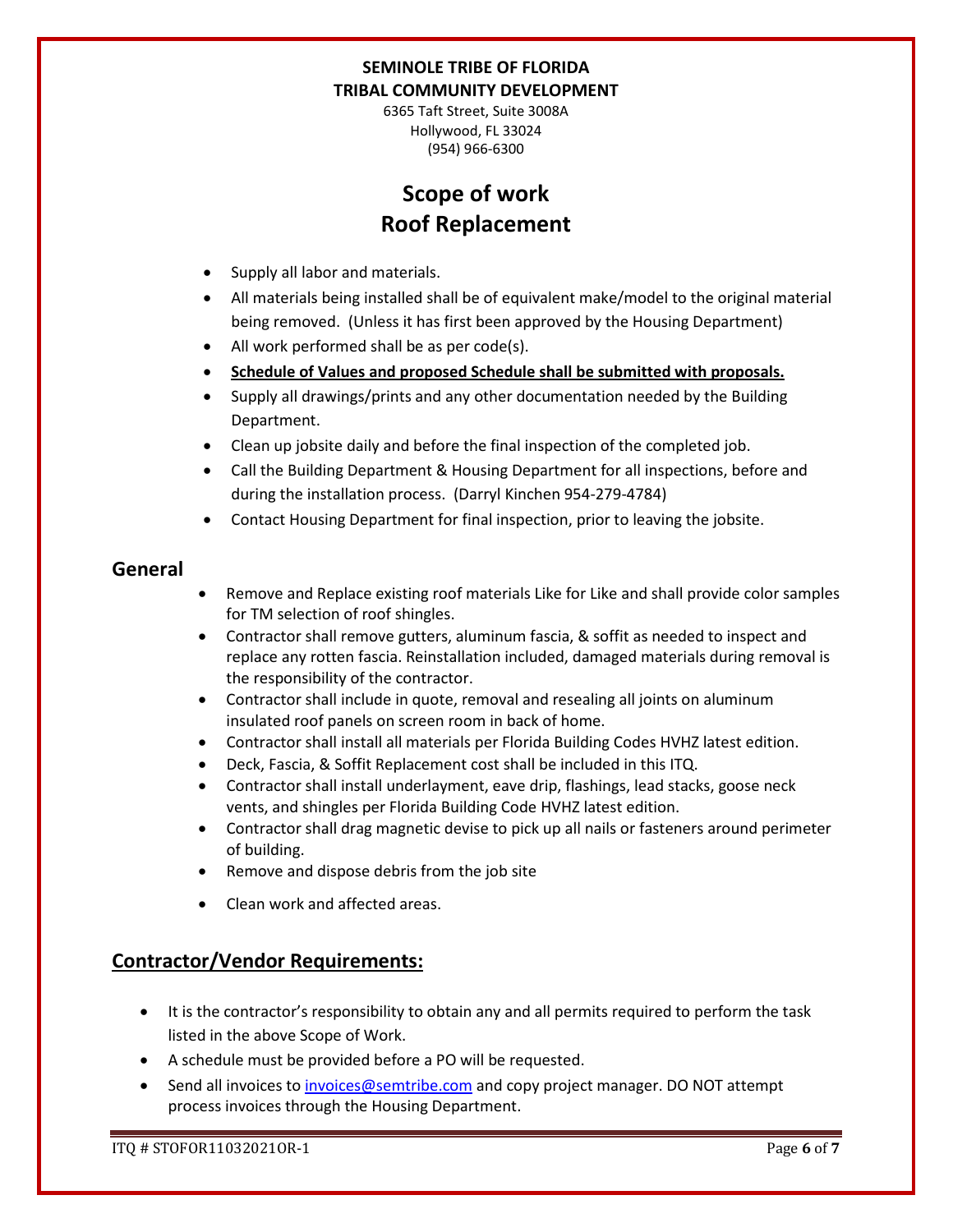**SEMINOLE TRIBE OF FLORIDA**
**TRIBAL COMMUNITY DEVELOPMENT**
6365 Taft Street, Suite 3008A
Hollywood, FL 33024
(954) 966-6300

# Scope of work
# Roof Replacement

- Supply all labor and materials.
- All materials being installed shall be of equivalent make/model to the original material being removed. (Unless it has first been approved by the Housing Department)
- All work performed shall be as per code(s).
- **Schedule of Values and proposed Schedule shall be submitted with proposals.**
- Supply all drawings/prints and any other documentation needed by the Building Department.
- Clean up jobsite daily and before the final inspection of the completed job.
- Call the Building Department & Housing Department for all inspections, before and during the installation process. (Darryl Kinchen 954-279-4784)
- Contact Housing Department for final inspection, prior to leaving the jobsite.

## General

- Remove and Replace existing roof materials Like for Like and shall provide color samples for TM selection of roof shingles.
- Contractor shall remove gutters, aluminum fascia, & soffit as needed to inspect and replace any rotten fascia. Reinstallation included, damaged materials during removal is the responsibility of the contractor.
- Contractor shall include in quote, removal and resealing all joints on aluminum insulated roof panels on screen room in back of home.
- Contractor shall install all materials per Florida Building Codes HVHZ latest edition.
- Deck, Fascia, & Soffit Replacement cost shall be included in this ITQ.
- Contractor shall install underlayment, eave drip, flashings, lead stacks, goose neck vents, and shingles per Florida Building Code HVHZ latest edition.
- Contractor shall drag magnetic devise to pick up all nails or fasteners around perimeter of building.
- Remove and dispose debris from the job site
- Clean work and affected areas.

## Contractor/Vendor Requirements:

- It is the contractor's responsibility to obtain any and all permits required to perform the task listed in the above Scope of Work.
- A schedule must be provided before a PO will be requested.
- Send all invoices to invoices@semtribe.com and copy project manager. DO NOT attempt process invoices through the Housing Department.